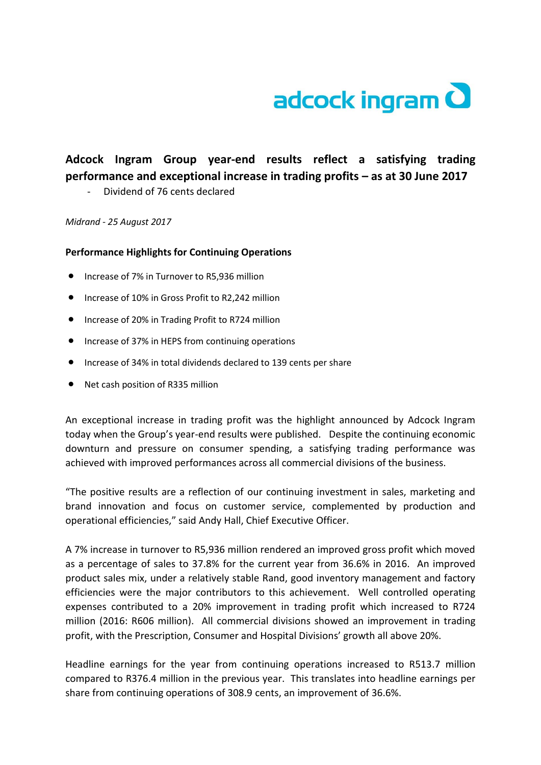# Adcock Ingram Group year-end results reflect a satisfying trading performance and exceptional increase in trading profits – as at 30 June 2017

- Dividend of 76 cents declared

*Midrand - 25 August 2017*

**Performance Highlights for Continuing Operations**

- Increase of 7% in Turnover to R5,936 million
- Increase of 10% in Gross Profit to R2,242 million
- Increase of 20% in Trading Profit to R724 million
- Increase of 37% in HEPS from continuing operations
- Increase of 34% in total dividends declared to 139 cents per share
- Net cash position of R335 million

An exceptional increase in trading profit was the highlight announced by Adcock Ingram today when the Group's year-end results were published. Despite the continuing economic downturn and pressure on consumer spending, a satisfying trading performance was achieved with improved performances across all commercial divisions of the business.

"The positive results are a reflection of our continuing investment in sales, marketing and brand innovation and focus on customer service, complemented by production and operational efficiencies," said Andy Hall, Chief Executive Officer.

A 7% increase in turnover to R5,936 million rendered an improved gross profit which moved as a percentage of sales to 37.8% for the current year from 36.6% in 2016. An improved product sales mix, under a relatively stable Rand, good inventory management and factory efficiencies were the major contributors to this achievement. Well controlled operating expenses contributed to a 20% improvement in trading profit which increased to R724 million (2016: R606 million). All commercial divisions showed an improvement in trading profit, with the Prescription, Consumer and Hospital Divisions' growth all above 20%.

Headline earnings for the year from continuing operations increased to R513.7 million compared to R376.4 million in the previous year. This translates into headline earnings per share from continuing operations of 308.9 cents, an improvement of 36.6%.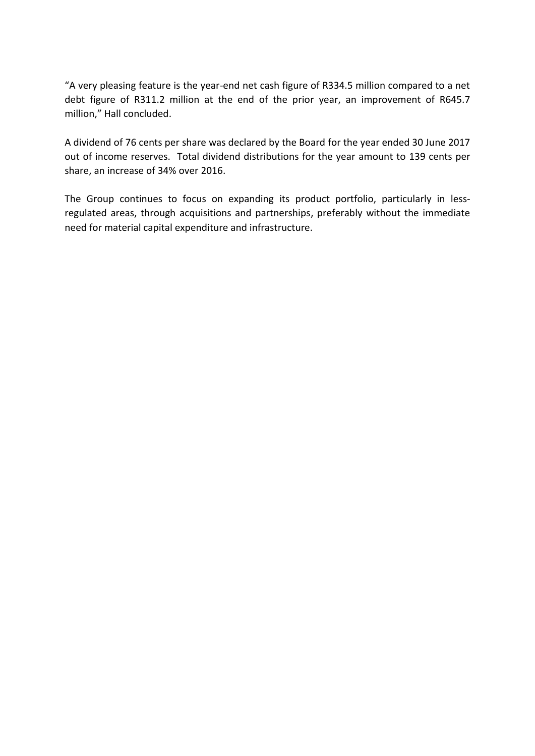"A very pleasing feature is the year-end net cash figure of R334.5 million compared to a net debt figure of R311.2 million at the end of the prior year, an improvement of R645.7 million," Hall concluded.

A dividend of 76 cents per share was declared by the Board for the year ended 30 June 2017 out of income reserves. Total dividend distributions for the year amount to 139 cents per share, an increase of 34% over 2016.

The Group continues to focus on expanding its product portfolio, particularly in less-regulated areas, through acquisitions and partnerships, preferably without the immediate need for material capital expenditure and infrastructure.